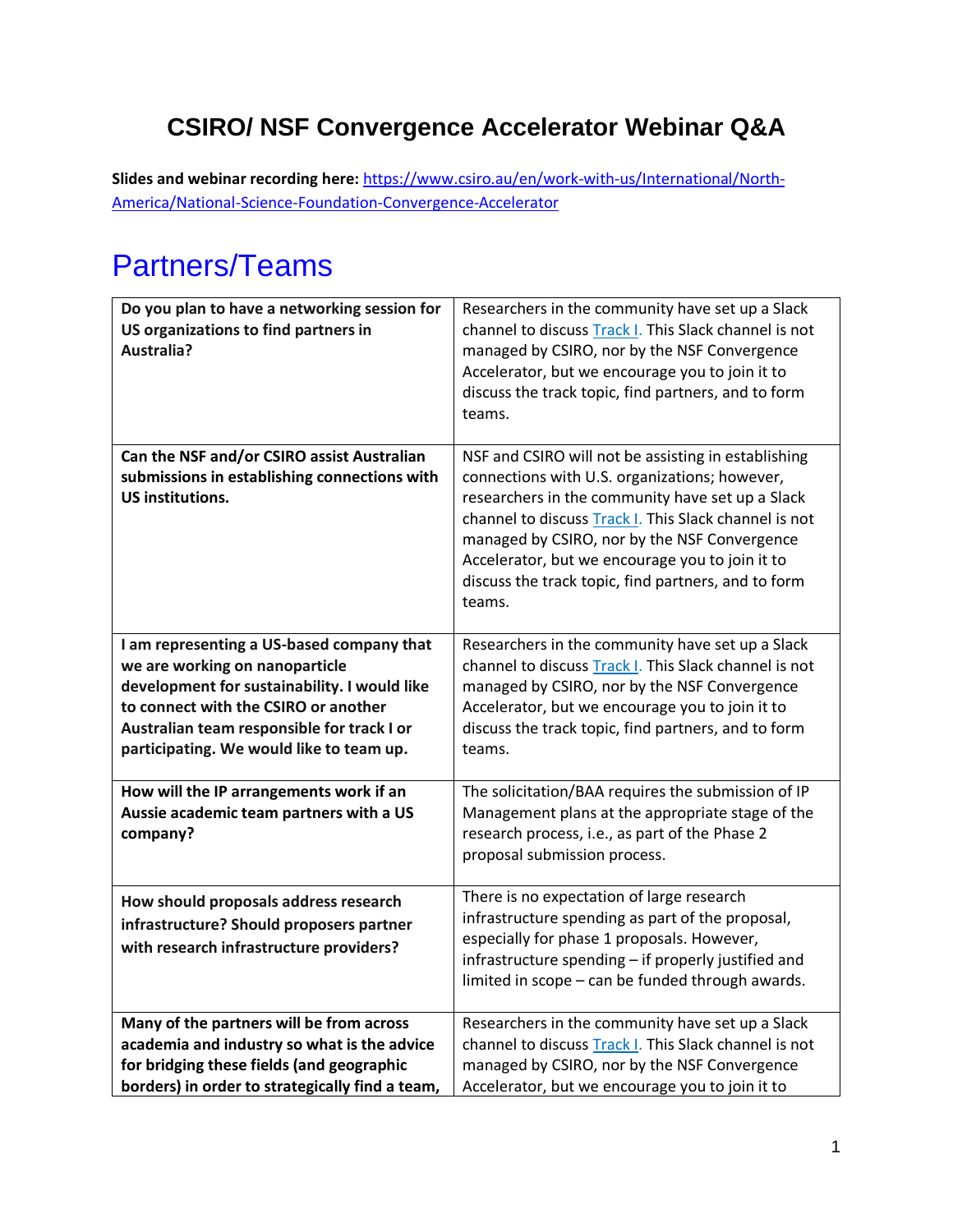# CSIRO/ NSF Convergence Accelerator Webinar Q&A

**Slides and webinar recording here:** [https://www.csiro.au/en/work-with-us/International/North-America/National-Science-Foundation-Convergence-Accelerator](https://www.csiro.au/en/work-with-us/International/North-America/National-Science-Foundation-Convergence-Accelerator)

## Partners/Teams

| | |
|---|---|
| **Do you plan to have a networking session for US organizations to find partners in Australia?** | Researchers in the community have set up a Slack channel to discuss Track I. This Slack channel is not managed by CSIRO, nor by the NSF Convergence Accelerator, but we encourage you to join it to discuss the track topic, find partners, and to form teams. |
| **Can the NSF and/or CSIRO assist Australian submissions in establishing connections with US institutions.** | NSF and CSIRO will not be assisting in establishing connections with U.S. organizations; however, researchers in the community have set up a Slack channel to discuss Track I. This Slack channel is not managed by CSIRO, nor by the NSF Convergence Accelerator, but we encourage you to join it to discuss the track topic, find partners, and to form teams. |
| **I am representing a US-based company that we are working on nanoparticle development for sustainability. I would like to connect with the CSIRO or another Australian team responsible for track I or participating. We would like to team up.** | Researchers in the community have set up a Slack channel to discuss Track I. This Slack channel is not managed by CSIRO, nor by the NSF Convergence Accelerator, but we encourage you to join it to discuss the track topic, find partners, and to form teams. |
| **How will the IP arrangements work if an Aussie academic team partners with a US company?** | The solicitation/BAA requires the submission of IP Management plans at the appropriate stage of the research process, i.e., as part of the Phase 2 proposal submission process. |
| **How should proposals address research infrastructure? Should proposers partner with research infrastructure providers?** | There is no expectation of large research infrastructure spending as part of the proposal, especially for phase 1 proposals. However, infrastructure spending – if properly justified and limited in scope – can be funded through awards. |
| **Many of the partners will be from across academia and industry so what is the advice for bridging these fields (and geographic borders) in order to strategically find a team,** | Researchers in the community have set up a Slack channel to discuss Track I. This Slack channel is not managed by CSIRO, nor by the NSF Convergence Accelerator, but we encourage you to join it to |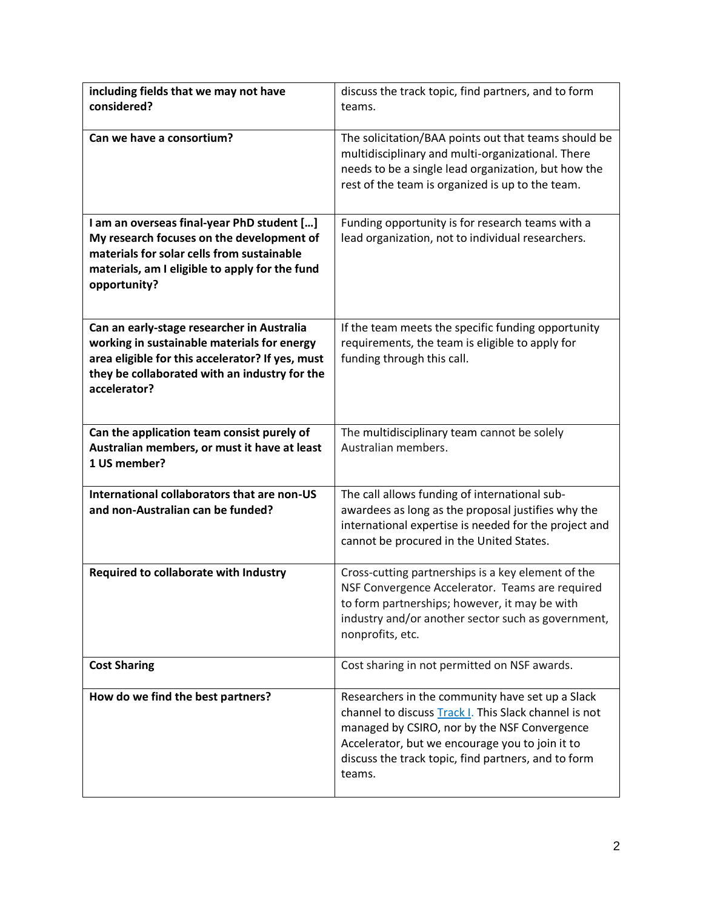| **including fields that we may not have considered?** | discuss the track topic, find partners, and to form teams. |
|---|---|
| **Can we have a consortium?** | The solicitation/BAA points out that teams should be multidisciplinary and multi-organizational. There needs to be a single lead organization, but how the rest of the team is organized is up to the team. |
| **I am an overseas final-year PhD student […] My research focuses on the development of materials for solar cells from sustainable materials, am I eligible to apply for the fund opportunity?** | Funding opportunity is for research teams with a lead organization, not to individual researchers. |
| **Can an early-stage researcher in Australia working in sustainable materials for energy area eligible for this accelerator? If yes, must they be collaborated with an industry for the accelerator?** | If the team meets the specific funding opportunity requirements, the team is eligible to apply for funding through this call. |
| **Can the application team consist purely of Australian members, or must it have at least 1 US member?** | The multidisciplinary team cannot be solely Australian members. |
| **International collaborators that are non-US and non-Australian can be funded?** | The call allows funding of international sub-awardees as long as the proposal justifies why the international expertise is needed for the project and cannot be procured in the United States. |
| **Required to collaborate with Industry** | Cross-cutting partnerships is a key element of the NSF Convergence Accelerator. Teams are required to form partnerships; however, it may be with industry and/or another sector such as government, nonprofits, etc. |
| **Cost Sharing** | Cost sharing in not permitted on NSF awards. |
| **How do we find the best partners?** | Researchers in the community have set up a Slack channel to discuss Track I. This Slack channel is not managed by CSIRO, nor by the NSF Convergence Accelerator, but we encourage you to join it to discuss the track topic, find partners, and to form teams. |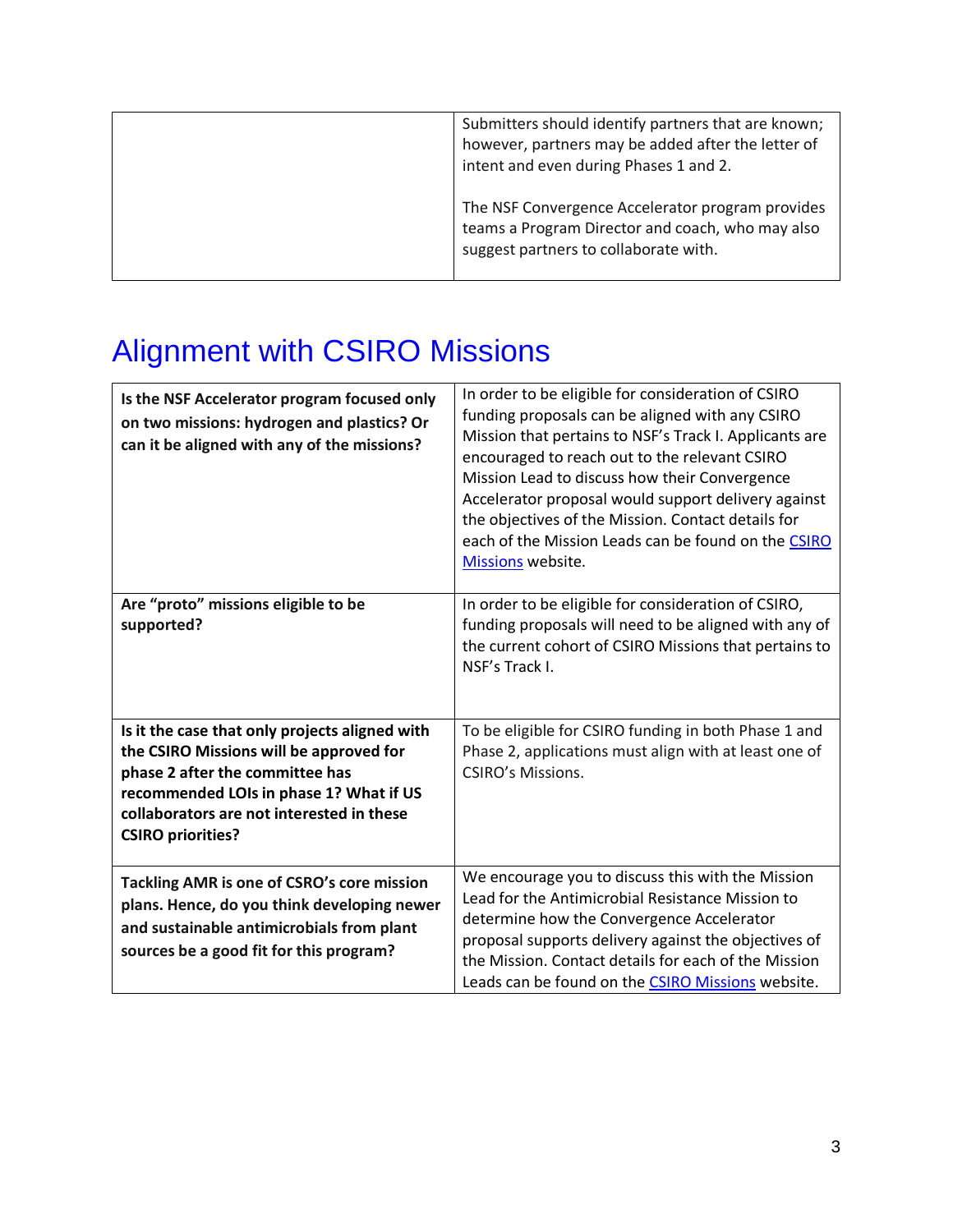| | |
|---|---|
| | Submitters should identify partners that are known; however, partners may be added after the letter of intent and even during Phases 1 and 2.<br><br>The NSF Convergence Accelerator program provides teams a Program Director and coach, who may also suggest partners to collaborate with. |

## Alignment with CSIRO Missions

| | |
|---|---|
| **Is the NSF Accelerator program focused only on two missions: hydrogen and plastics? Or can it be aligned with any of the missions?** | In order to be eligible for consideration of CSIRO funding proposals can be aligned with any CSIRO Mission that pertains to NSF's Track I. Applicants are encouraged to reach out to the relevant CSIRO Mission Lead to discuss how their Convergence Accelerator proposal would support delivery against the objectives of the Mission. Contact details for each of the Mission Leads can be found on the [CSIRO Missions]() website. |
| **Are "proto" missions eligible to be supported?** | In order to be eligible for consideration of CSIRO, funding proposals will need to be aligned with any of the current cohort of CSIRO Missions that pertains to NSF's Track I. |
| **Is it the case that only projects aligned with the CSIRO Missions will be approved for phase 2 after the committee has recommended LOIs in phase 1? What if US collaborators are not interested in these CSIRO priorities?** | To be eligible for CSIRO funding in both Phase 1 and Phase 2, applications must align with at least one of CSIRO's Missions. |
| **Tackling AMR is one of CSRO's core mission plans. Hence, do you think developing newer and sustainable antimicrobials from plant sources be a good fit for this program?** | We encourage you to discuss this with the Mission Lead for the Antimicrobial Resistance Mission to determine how the Convergence Accelerator proposal supports delivery against the objectives of the Mission. Contact details for each of the Mission Leads can be found on the [CSIRO Missions]() website. |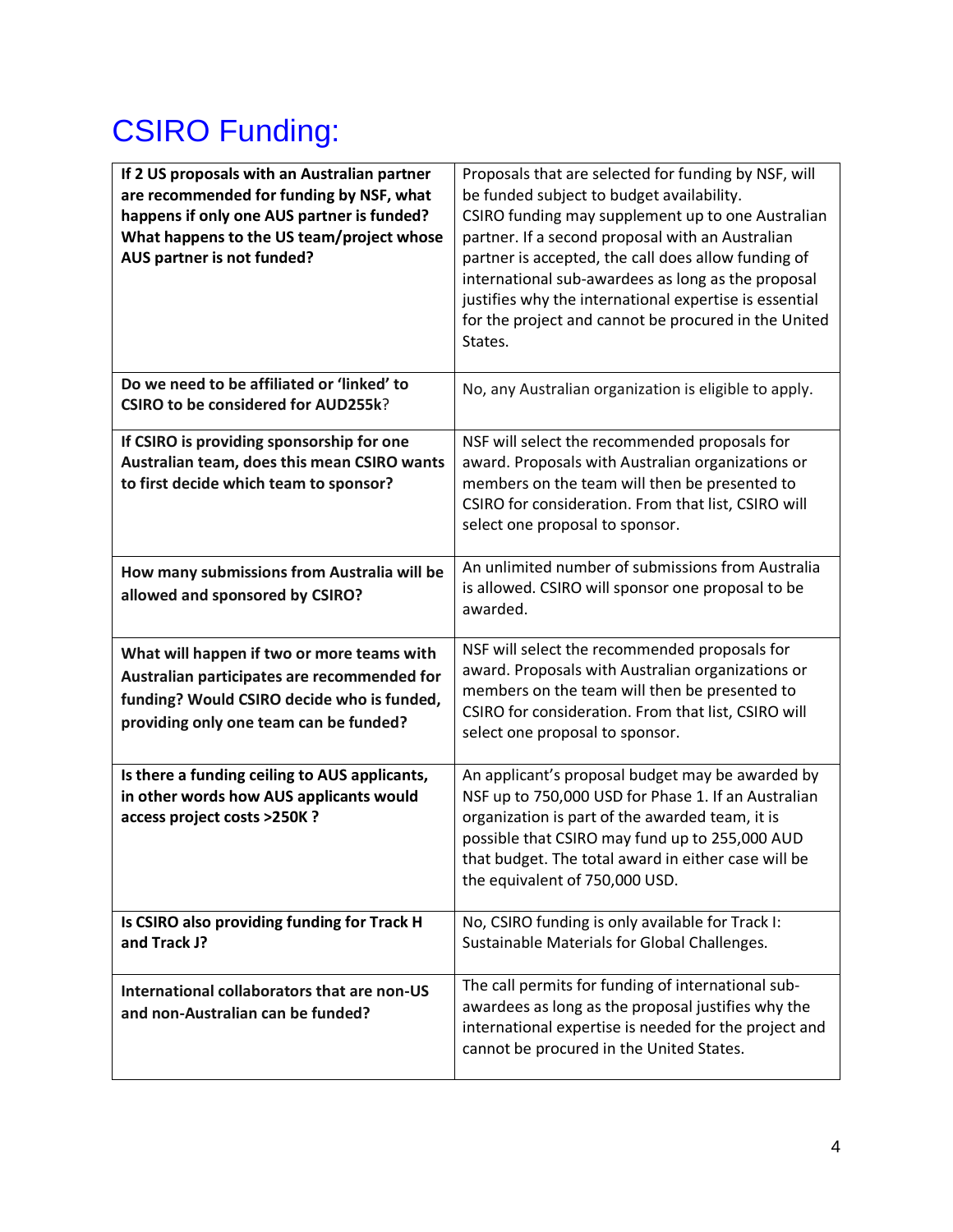# CSIRO Funding:

| | |
|---|---|
| **If 2 US proposals with an Australian partner are recommended for funding by NSF, what happens if only one AUS partner is funded? What happens to the US team/project whose AUS partner is not funded?** | Proposals that are selected for funding by NSF, will be funded subject to budget availability. CSIRO funding may supplement up to one Australian partner. If a second proposal with an Australian partner is accepted, the call does allow funding of international sub-awardees as long as the proposal justifies why the international expertise is essential for the project and cannot be procured in the United States. |
| **Do we need to be affiliated or 'linked' to CSIRO to be considered for AUD255k**? | No, any Australian organization is eligible to apply. |
| **If CSIRO is providing sponsorship for one Australian team, does this mean CSIRO wants to first decide which team to sponsor?** | NSF will select the recommended proposals for award. Proposals with Australian organizations or members on the team will then be presented to CSIRO for consideration. From that list, CSIRO will select one proposal to sponsor. |
| **How many submissions from Australia will be allowed and sponsored by CSIRO?** | An unlimited number of submissions from Australia is allowed. CSIRO will sponsor one proposal to be awarded. |
| **What will happen if two or more teams with Australian participates are recommended for funding? Would CSIRO decide who is funded, providing only one team can be funded?** | NSF will select the recommended proposals for award. Proposals with Australian organizations or members on the team will then be presented to CSIRO for consideration. From that list, CSIRO will select one proposal to sponsor. |
| **Is there a funding ceiling to AUS applicants, in other words how AUS applicants would access project costs >250K ?** | An applicant's proposal budget may be awarded by NSF up to 750,000 USD for Phase 1. If an Australian organization is part of the awarded team, it is possible that CSIRO may fund up to 255,000 AUD that budget. The total award in either case will be the equivalent of 750,000 USD. |
| **Is CSIRO also providing funding for Track H and Track J?** | No, CSIRO funding is only available for Track I: Sustainable Materials for Global Challenges. |
| **International collaborators that are non-US and non-Australian can be funded?** | The call permits for funding of international sub-awardees as long as the proposal justifies why the international expertise is needed for the project and cannot be procured in the United States. |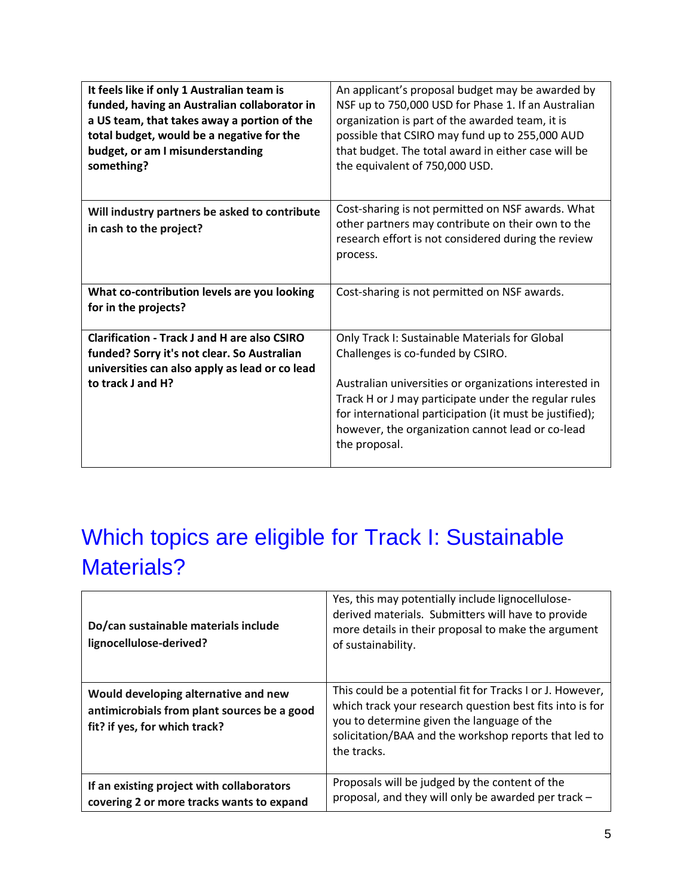| It feels like if only 1 Australian team is funded, having an Australian collaborator in a US team, that takes away a portion of the total budget, would be a negative for the budget, or am I misunderstanding something? | An applicant's proposal budget may be awarded by NSF up to 750,000 USD for Phase 1. If an Australian organization is part of the awarded team, it is possible that CSIRO may fund up to 255,000 AUD that budget. The total award in either case will be the equivalent of 750,000 USD. |
|---|---|
| **Will industry partners be asked to contribute in cash to the project?** | Cost-sharing is not permitted on NSF awards. What other partners may contribute on their own to the research effort is not considered during the review process. |
| **What co-contribution levels are you looking for in the projects?** | Cost-sharing is not permitted on NSF awards. |
| **Clarification - Track J and H are also CSIRO funded? Sorry it's not clear. So Australian universities can also apply as lead or co lead to track J and H?** | Only Track I: Sustainable Materials for Global Challenges is co-funded by CSIRO.<br><br>Australian universities or organizations interested in Track H or J may participate under the regular rules for international participation (it must be justified); however, the organization cannot lead or co-lead the proposal. |

## Which topics are eligible for Track I: Sustainable Materials?

| Do/can sustainable materials include lignocellulose-derived? | Yes, this may potentially include lignocellulose-derived materials. Submitters will have to provide more details in their proposal to make the argument of sustainability. |
|---|---|
| **Would developing alternative and new antimicrobials from plant sources be a good fit? if yes, for which track?** | This could be a potential fit for Tracks I or J. However, which track your research question best fits into is for you to determine given the language of the solicitation/BAA and the workshop reports that led to the tracks. |
| **If an existing project with collaborators covering 2 or more tracks wants to expand** | Proposals will be judged by the content of the proposal, and they will only be awarded per track – |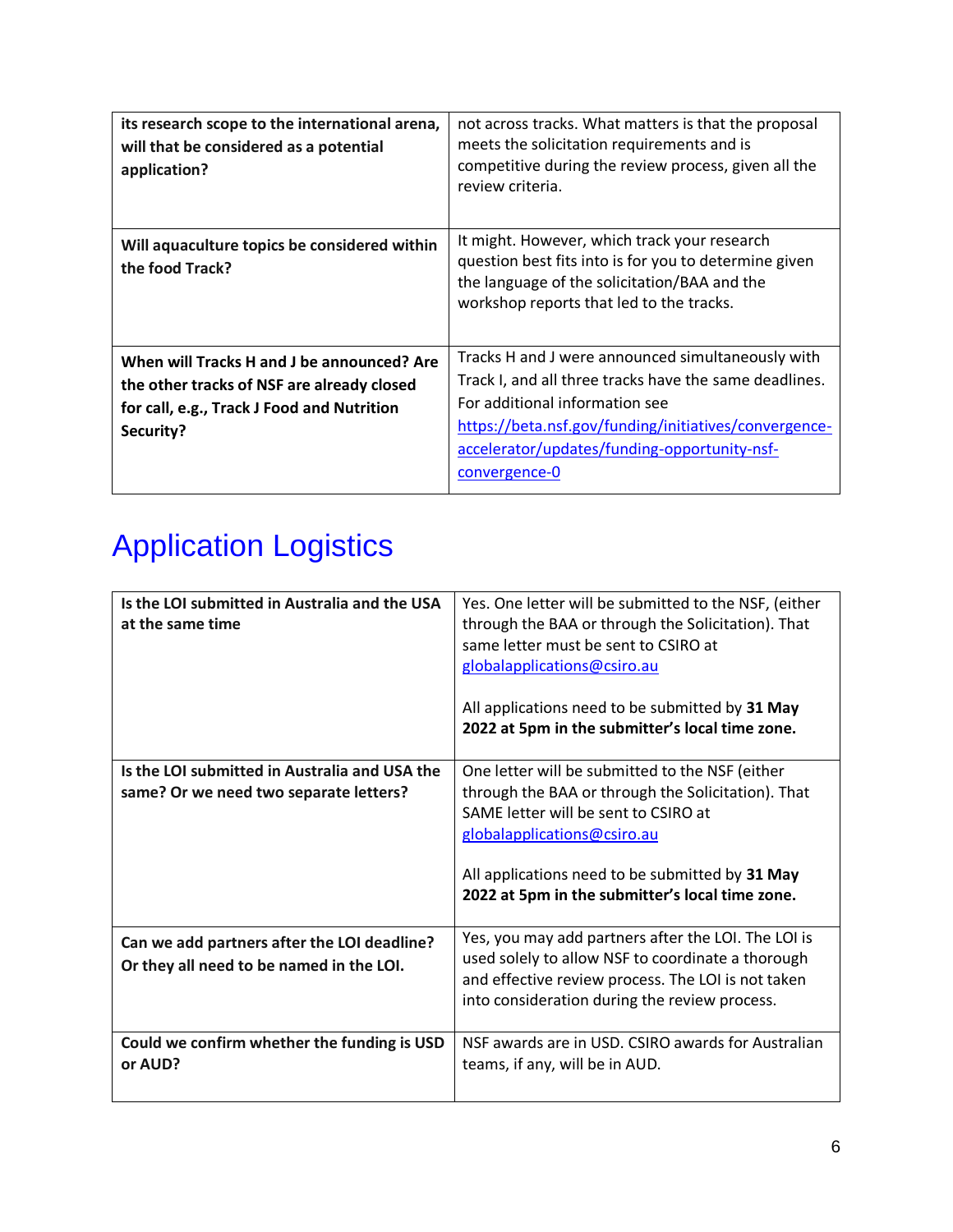| | |
|---|---|
| **its research scope to the international arena, will that be considered as a potential application?** | not across tracks. What matters is that the proposal meets the solicitation requirements and is competitive during the review process, given all the review criteria. |
| **Will aquaculture topics be considered within the food Track?** | It might. However, which track your research question best fits into is for you to determine given the language of the solicitation/BAA and the workshop reports that led to the tracks. |
| **When will Tracks H and J be announced? Are the other tracks of NSF are already closed for call, e.g., Track J Food and Nutrition Security?** | Tracks H and J were announced simultaneously with Track I, and all three tracks have the same deadlines. For additional information see [https://beta.nsf.gov/funding/initiatives/convergence-accelerator/updates/funding-opportunity-nsf-convergence-0](https://beta.nsf.gov/funding/initiatives/convergence-accelerator/updates/funding-opportunity-nsf-convergence-0) |

# Application Logistics

| | |
|---|---|
| **Is the LOI submitted in Australia and the USA at the same time** | Yes. One letter will be submitted to the NSF, (either through the BAA or through the Solicitation). That same letter must be sent to CSIRO at globalapplications@csiro.au<br><br>All applications need to be submitted by **31 May 2022 at 5pm in the submitter's local time zone.** |
| **Is the LOI submitted in Australia and USA the same? Or we need two separate letters?** | One letter will be submitted to the NSF (either through the BAA or through the Solicitation). That SAME letter will be sent to CSIRO at globalapplications@csiro.au<br><br>All applications need to be submitted by **31 May 2022 at 5pm in the submitter's local time zone.** |
| **Can we add partners after the LOI deadline? Or they all need to be named in the LOI.** | Yes, you may add partners after the LOI. The LOI is used solely to allow NSF to coordinate a thorough and effective review process. The LOI is not taken into consideration during the review process. |
| **Could we confirm whether the funding is USD or AUD?** | NSF awards are in USD. CSIRO awards for Australian teams, if any, will be in AUD. |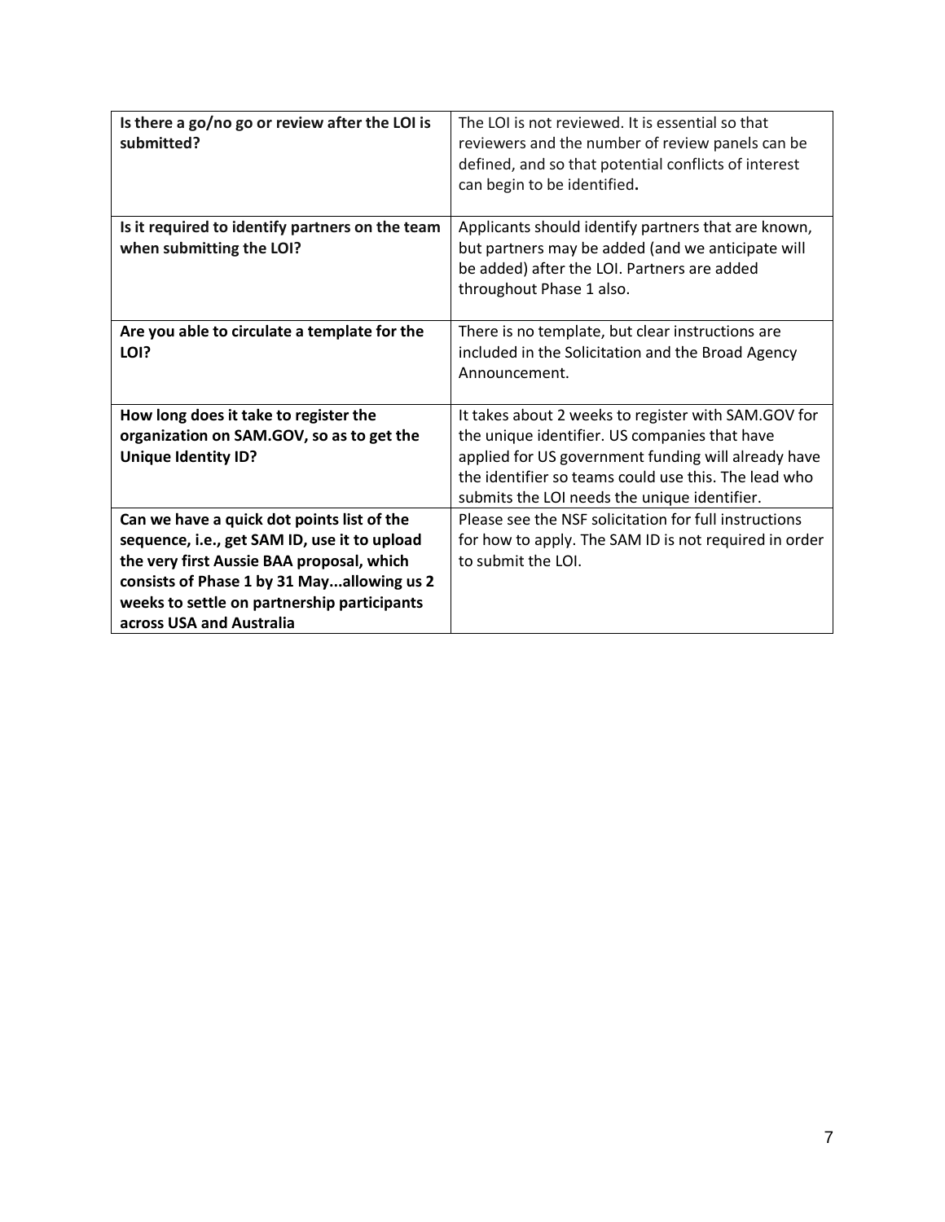| | |
|---|---|
| **Is there a go/no go or review after the LOI is submitted?** | The LOI is not reviewed. It is essential so that reviewers and the number of review panels can be defined, and so that potential conflicts of interest can begin to be identified**.** |
| **Is it required to identify partners on the team when submitting the LOI?** | Applicants should identify partners that are known, but partners may be added (and we anticipate will be added) after the LOI. Partners are added throughout Phase 1 also. |
| **Are you able to circulate a template for the LOI?** | There is no template, but clear instructions are included in the Solicitation and the Broad Agency Announcement. |
| **How long does it take to register the organization on SAM.GOV, so as to get the Unique Identity ID?** | It takes about 2 weeks to register with SAM.GOV for the unique identifier. US companies that have applied for US government funding will already have the identifier so teams could use this. The lead who submits the LOI needs the unique identifier. |
| **Can we have a quick dot points list of the sequence, i.e., get SAM ID, use it to upload the very first Aussie BAA proposal, which consists of Phase 1 by 31 May...allowing us 2 weeks to settle on partnership participants across USA and Australia** | Please see the NSF solicitation for full instructions for how to apply. The SAM ID is not required in order to submit the LOI. |